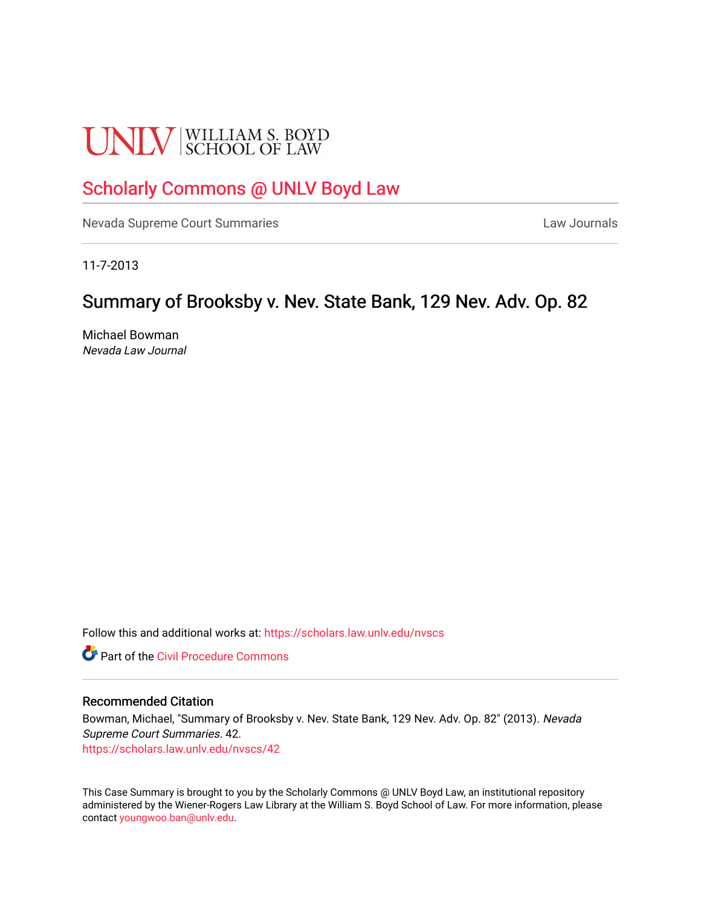UNLV | WILLIAM S. BOYD SCHOOL OF LAW

Scholarly Commons @ UNLV Boyd Law

Nevada Supreme Court Summaries | Law Journals

11-7-2013

# Summary of Brooksby v. Nev. State Bank, 129 Nev. Adv. Op. 82

Michael Bowman
*Nevada Law Journal*

Follow this and additional works at: https://scholars.law.unlv.edu/nvscs

Part of the Civil Procedure Commons

## Recommended Citation

Bowman, Michael, "Summary of Brooksby v. Nev. State Bank, 129 Nev. Adv. Op. 82" (2013). *Nevada Supreme Court Summaries*. 42.
https://scholars.law.unlv.edu/nvscs/42

This Case Summary is brought to you by the Scholarly Commons @ UNLV Boyd Law, an institutional repository administered by the Wiener-Rogers Law Library at the William S. Boyd School of Law. For more information, please contact youngwoo.ban@unlv.edu.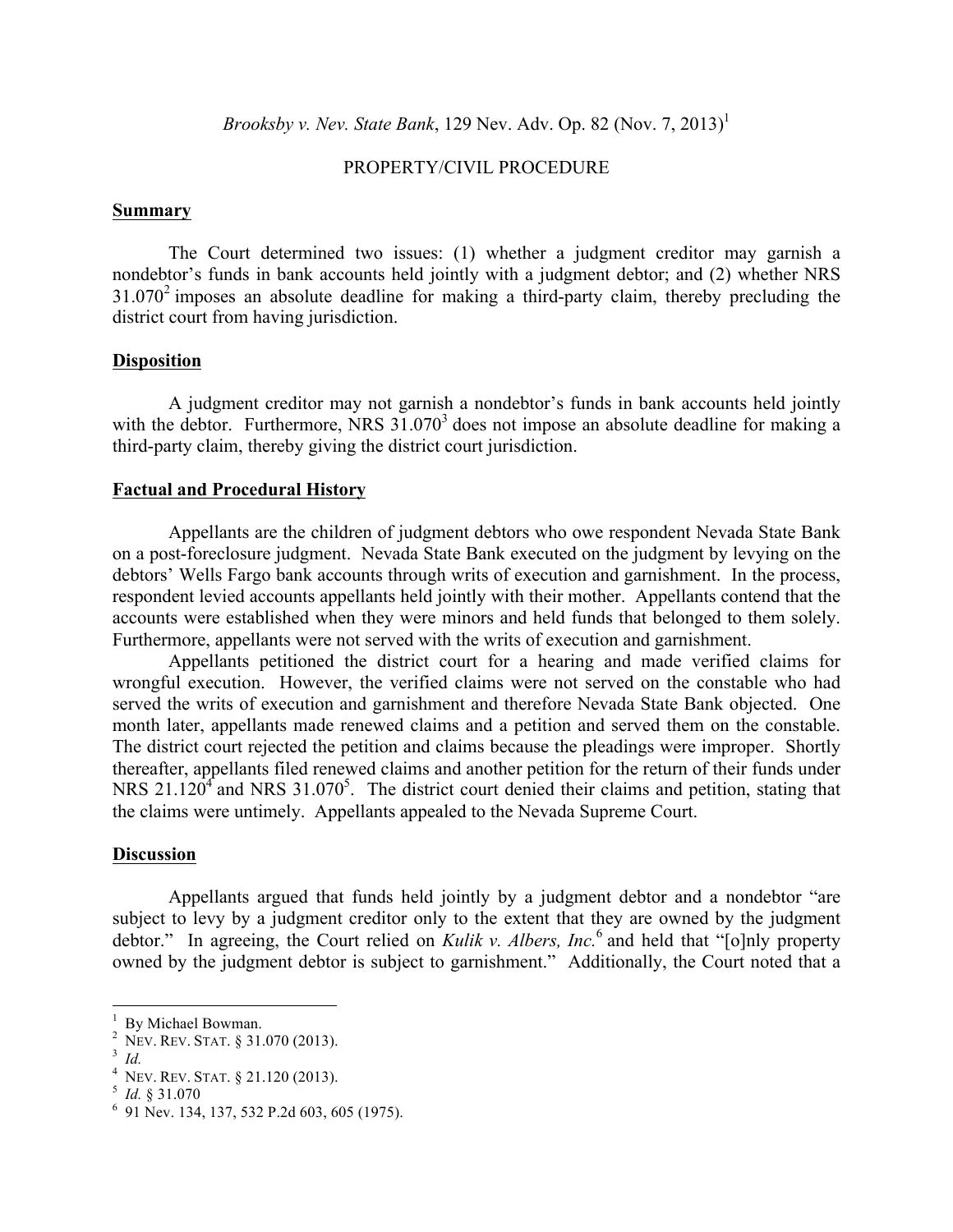*Brooksby v. Nev. State Bank*, 129 Nev. Adv. Op. 82 (Nov. 7, 2013)[1]

PROPERTY/CIVIL PROCEDURE

## Summary

The Court determined two issues: (1) whether a judgment creditor may garnish a nondebtor's funds in bank accounts held jointly with a judgment debtor; and (2) whether NRS 31.070[2] imposes an absolute deadline for making a third-party claim, thereby precluding the district court from having jurisdiction.

## Disposition

A judgment creditor may not garnish a nondebtor's funds in bank accounts held jointly with the debtor. Furthermore, NRS 31.070[3] does not impose an absolute deadline for making a third-party claim, thereby giving the district court jurisdiction.

## Factual and Procedural History

Appellants are the children of judgment debtors who owe respondent Nevada State Bank on a post-foreclosure judgment. Nevada State Bank executed on the judgment by levying on the debtors' Wells Fargo bank accounts through writs of execution and garnishment. In the process, respondent levied accounts appellants held jointly with their mother. Appellants contend that the accounts were established when they were minors and held funds that belonged to them solely. Furthermore, appellants were not served with the writs of execution and garnishment.

Appellants petitioned the district court for a hearing and made verified claims for wrongful execution. However, the verified claims were not served on the constable who had served the writs of execution and garnishment and therefore Nevada State Bank objected. One month later, appellants made renewed claims and a petition and served them on the constable. The district court rejected the petition and claims because the pleadings were improper. Shortly thereafter, appellants filed renewed claims and another petition for the return of their funds under NRS 21.120[4] and NRS 31.070[5]. The district court denied their claims and petition, stating that the claims were untimely. Appellants appealed to the Nevada Supreme Court.

## Discussion

Appellants argued that funds held jointly by a judgment debtor and a nondebtor "are subject to levy by a judgment creditor only to the extent that they are owned by the judgment debtor." In agreeing, the Court relied on *Kulik v. Albers, Inc.*[6] and held that "[o]nly property owned by the judgment debtor is subject to garnishment." Additionally, the Court noted that a

---

[1] By Michael Bowman.

[2] NEV. REV. STAT. § 31.070 (2013).

[3] *Id.*

[4] NEV. REV. STAT. § 21.120 (2013).

[5] *Id.* § 31.070

[6] 91 Nev. 134, 137, 532 P.2d 603, 605 (1975).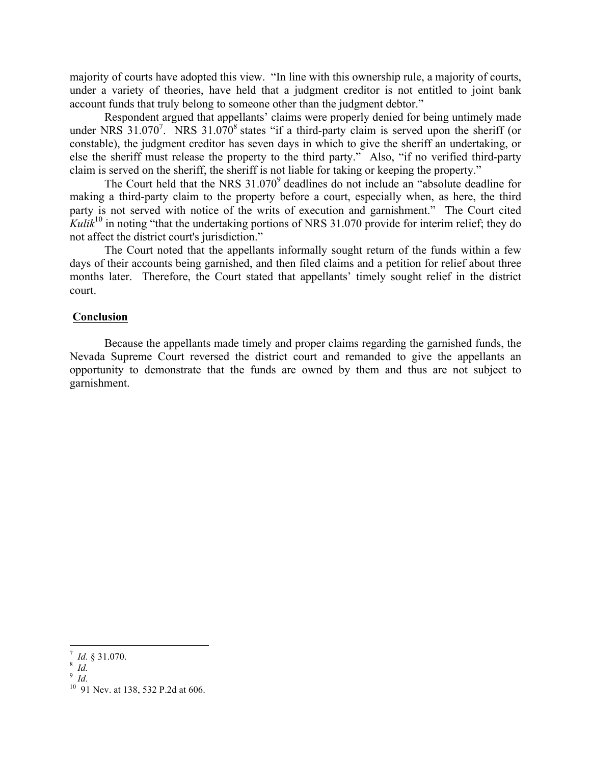majority of courts have adopted this view. "In line with this ownership rule, a majority of courts, under a variety of theories, have held that a judgment creditor is not entitled to joint bank account funds that truly belong to someone other than the judgment debtor."

Respondent argued that appellants' claims were properly denied for being untimely made under NRS 31.070[7]. NRS 31.070[8] states "if a third-party claim is served upon the sheriff (or constable), the judgment creditor has seven days in which to give the sheriff an undertaking, or else the sheriff must release the property to the third party." Also, "if no verified third-party claim is served on the sheriff, the sheriff is not liable for taking or keeping the property."

The Court held that the NRS 31.070[9] deadlines do not include an "absolute deadline for making a third-party claim to the property before a court, especially when, as here, the third party is not served with notice of the writs of execution and garnishment." The Court cited *Kulik*[10] in noting "that the undertaking portions of NRS 31.070 provide for interim relief; they do not affect the district court's jurisdiction."

The Court noted that the appellants informally sought return of the funds within a few days of their accounts being garnished, and then filed claims and a petition for relief about three months later. Therefore, the Court stated that appellants' timely sought relief in the district court.

## Conclusion

Because the appellants made timely and proper claims regarding the garnished funds, the Nevada Supreme Court reversed the district court and remanded to give the appellants an opportunity to demonstrate that the funds are owned by them and thus are not subject to garnishment.

---

[7] *Id.* § 31.070.
[8] *Id.*
[9] *Id.*
[10] 91 Nev. at 138, 532 P.2d at 606.